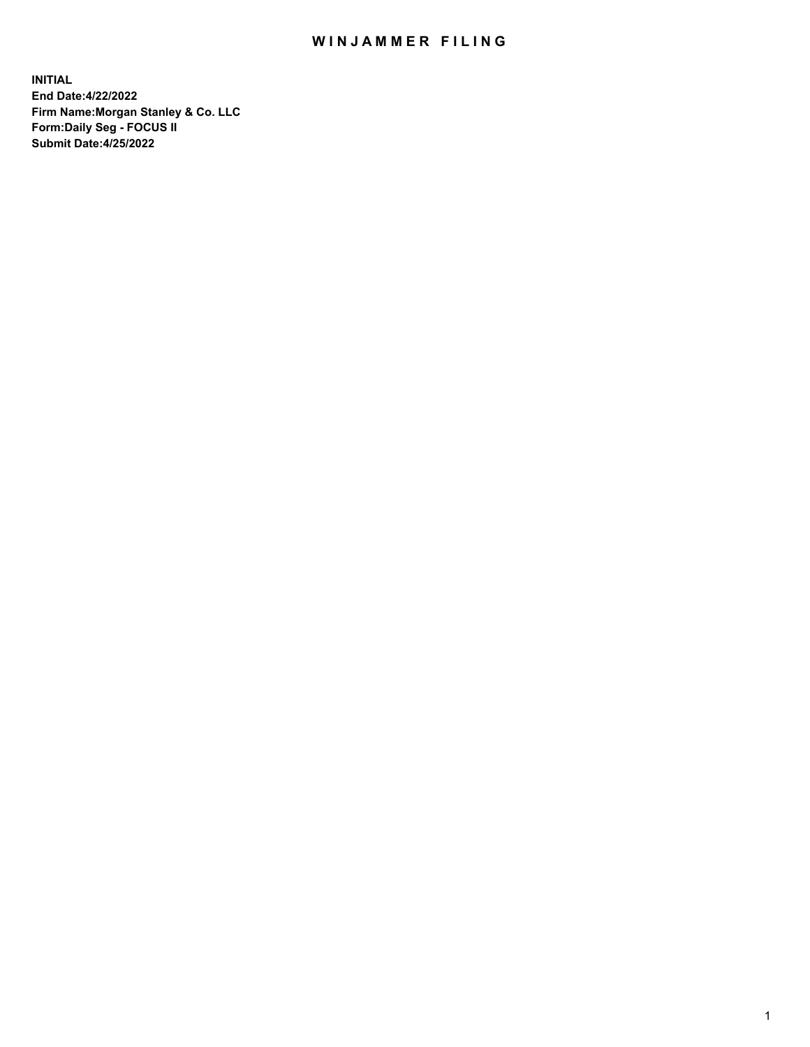# WINJAMMER FILING

**INITIAL**
**End Date:4/22/2022**
**Firm Name:Morgan Stanley & Co. LLC**
**Form:Daily Seg - FOCUS II**
**Submit Date:4/25/2022**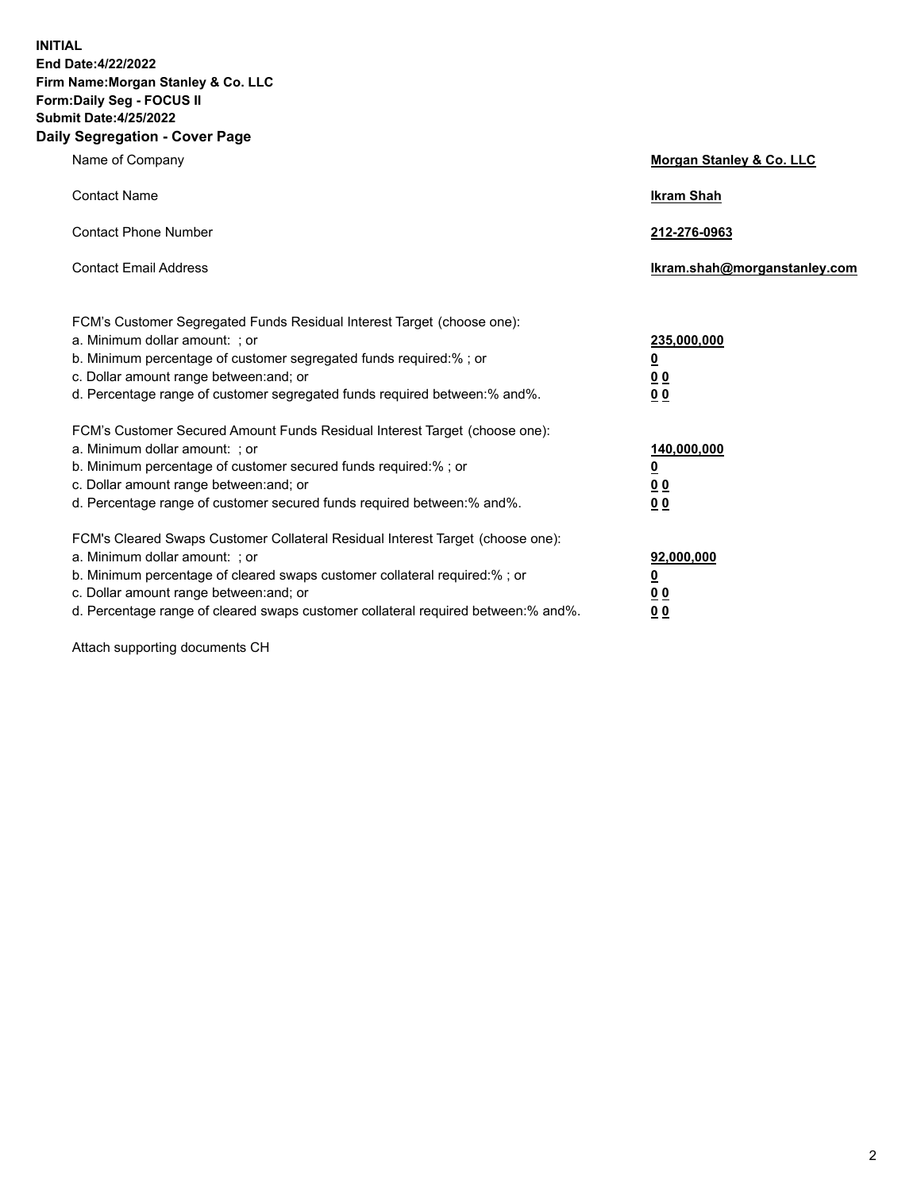**INITIAL**
**End Date:4/22/2022**
**Firm Name:Morgan Stanley & Co. LLC**
**Form:Daily Seg - FOCUS II**
**Submit Date:4/25/2022**

## Daily Segregation - Cover Page

| | |
|---|---|
| Name of Company | **Morgan Stanley & Co. LLC** |
| Contact Name | **Ikram Shah** |
| Contact Phone Number | **212-276-0963** |
| Contact Email Address | **Ikram.shah@morganstanley.com** |

FCM's Customer Segregated Funds Residual Interest Target (choose one):

| | |
|---|---|
| a. Minimum dollar amount: ; or | **235,000,000** |
| b. Minimum percentage of customer segregated funds required:% ; or | **0** |
| c. Dollar amount range between:and; or | **0 0** |
| d. Percentage range of customer segregated funds required between:% and%. | **0 0** |

FCM's Customer Secured Amount Funds Residual Interest Target (choose one):

| | |
|---|---|
| a. Minimum dollar amount: ; or | **140,000,000** |
| b. Minimum percentage of customer secured funds required:% ; or | **0** |
| c. Dollar amount range between:and; or | **0 0** |
| d. Percentage range of customer secured funds required between:% and%. | **0 0** |

FCM's Cleared Swaps Customer Collateral Residual Interest Target (choose one):

| | |
|---|---|
| a. Minimum dollar amount: ; or | **92,000,000** |
| b. Minimum percentage of cleared swaps customer collateral required:% ; or | **0** |
| c. Dollar amount range between:and; or | **0 0** |
| d. Percentage range of cleared swaps customer collateral required between:% and%. | **0 0** |

Attach supporting documents CH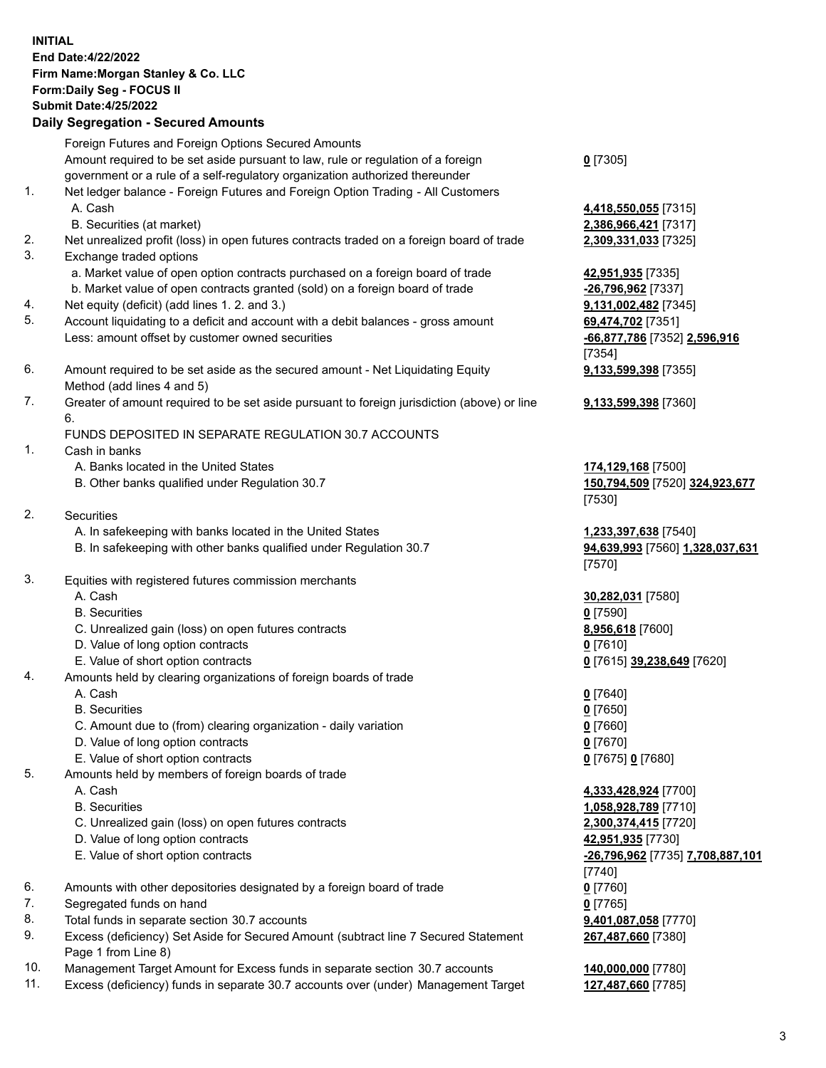**INITIAL**
**End Date:4/22/2022**
**Firm Name:Morgan Stanley & Co. LLC**
**Form:Daily Seg - FOCUS II**
**Submit Date:4/25/2022**

## Daily Segregation - Secured Amounts

| | | |
|---|---|---|
| | Foreign Futures and Foreign Options Secured Amounts | |
| | Amount required to be set aside pursuant to law, rule or regulation of a foreign government or a rule of a self-regulatory organization authorized thereunder | **0** [7305] |
| 1. | Net ledger balance - Foreign Futures and Foreign Option Trading - All Customers | |
| | A. Cash | **4,418,550,055** [7315] |
| | B. Securities (at market) | **2,386,966,421** [7317] |
| 2. | Net unrealized profit (loss) in open futures contracts traded on a foreign board of trade | **2,309,331,033** [7325] |
| 3. | Exchange traded options | |
| | a. Market value of open option contracts purchased on a foreign board of trade | **42,951,935** [7335] |
| | b. Market value of open contracts granted (sold) on a foreign board of trade | **-26,796,962** [7337] |
| 4. | Net equity (deficit) (add lines 1. 2. and 3.) | **9,131,002,482** [7345] |
| 5. | Account liquidating to a deficit and account with a debit balances - gross amount | **69,474,702** [7351] |
| | Less: amount offset by customer owned securities | **-66,877,786** [7352] **2,596,916** [7354] |
| 6. | Amount required to be set aside as the secured amount - Net Liquidating Equity Method (add lines 4 and 5) | **9,133,599,398** [7355] |
| 7. | Greater of amount required to be set aside pursuant to foreign jurisdiction (above) or line 6. | **9,133,599,398** [7360] |
| | FUNDS DEPOSITED IN SEPARATE REGULATION 30.7 ACCOUNTS | |
| 1. | Cash in banks | |
| | A. Banks located in the United States | **174,129,168** [7500] |
| | B. Other banks qualified under Regulation 30.7 | **150,794,509** [7520] **324,923,677** [7530] |
| 2. | Securities | |
| | A. In safekeeping with banks located in the United States | **1,233,397,638** [7540] |
| | B. In safekeeping with other banks qualified under Regulation 30.7 | **94,639,993** [7560] **1,328,037,631** [7570] |
| 3. | Equities with registered futures commission merchants | |
| | A. Cash | **30,282,031** [7580] |
| | B. Securities | **0** [7590] |
| | C. Unrealized gain (loss) on open futures contracts | **8,956,618** [7600] |
| | D. Value of long option contracts | **0** [7610] |
| | E. Value of short option contracts | **0** [7615] **39,238,649** [7620] |
| 4. | Amounts held by clearing organizations of foreign boards of trade | |
| | A. Cash | **0** [7640] |
| | B. Securities | **0** [7650] |
| | C. Amount due to (from) clearing organization - daily variation | **0** [7660] |
| | D. Value of long option contracts | **0** [7670] |
| | E. Value of short option contracts | **0** [7675] **0** [7680] |
| 5. | Amounts held by members of foreign boards of trade | |
| | A. Cash | **4,333,428,924** [7700] |
| | B. Securities | **1,058,928,789** [7710] |
| | C. Unrealized gain (loss) on open futures contracts | **2,300,374,415** [7720] |
| | D. Value of long option contracts | **42,951,935** [7730] |
| | E. Value of short option contracts | **-26,796,962** [7735] **7,708,887,101** [7740] |
| 6. | Amounts with other depositories designated by a foreign board of trade | **0** [7760] |
| 7. | Segregated funds on hand | **0** [7765] |
| 8. | Total funds in separate section 30.7 accounts | **9,401,087,058** [7770] |
| 9. | Excess (deficiency) Set Aside for Secured Amount (subtract line 7 Secured Statement Page 1 from Line 8) | **267,487,660** [7380] |
| 10. | Management Target Amount for Excess funds in separate section 30.7 accounts | **140,000,000** [7780] |
| 11. | Excess (deficiency) funds in separate 30.7 accounts over (under) Management Target | **127,487,660** [7785] |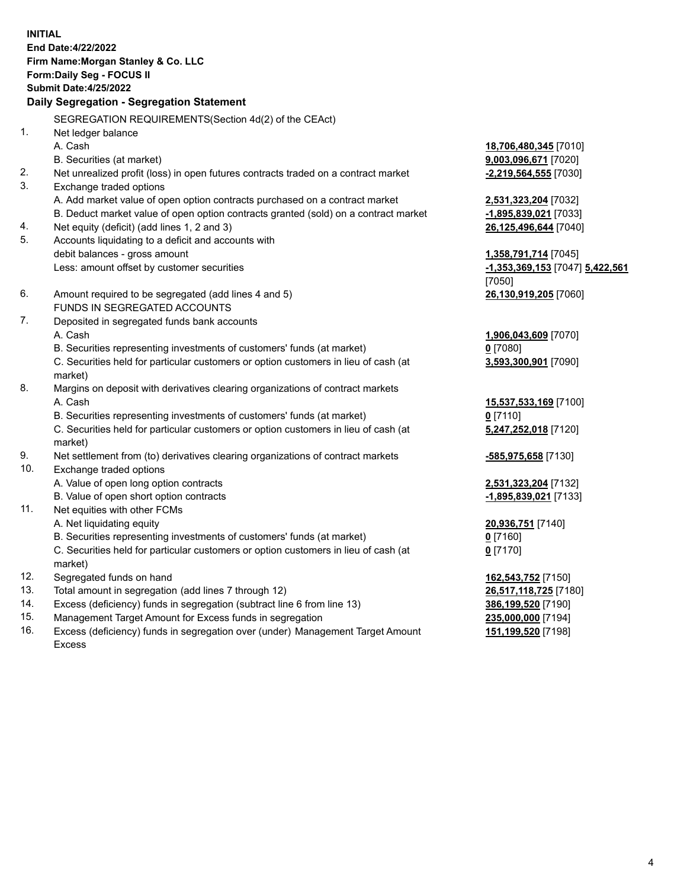**INITIAL**
**End Date:4/22/2022**
**Firm Name:Morgan Stanley & Co. LLC**
**Form:Daily Seg - FOCUS II**
**Submit Date:4/25/2022**

## Daily Segregation - Segregation Statement

SEGREGATION REQUIREMENTS(Section 4d(2) of the CEAct)

| | | |
|---|---|---|
| 1. | Net ledger balance | |
| | A. Cash | **18,706,480,345** [7010] |
| | B. Securities (at market) | **9,003,096,671** [7020] |
| 2. | Net unrealized profit (loss) in open futures contracts traded on a contract market | **-2,219,564,555** [7030] |
| 3. | Exchange traded options | |
| | A. Add market value of open option contracts purchased on a contract market | **2,531,323,204** [7032] |
| | B. Deduct market value of open option contracts granted (sold) on a contract market | **-1,895,839,021** [7033] |
| 4. | Net equity (deficit) (add lines 1, 2 and 3) | **26,125,496,644** [7040] |
| 5. | Accounts liquidating to a deficit and accounts with debit balances - gross amount | **1,358,791,714** [7045] |
| | Less: amount offset by customer securities | **-1,353,369,153** [7047] **5,422,561** [7050] |
| 6. | Amount required to be segregated (add lines 4 and 5) | **26,130,919,205** [7060] |
| | FUNDS IN SEGREGATED ACCOUNTS | |
| 7. | Deposited in segregated funds bank accounts | |
| | A. Cash | **1,906,043,609** [7070] |
| | B. Securities representing investments of customers' funds (at market) | **0** [7080] |
| | C. Securities held for particular customers or option customers in lieu of cash (at market) | **3,593,300,901** [7090] |
| 8. | Margins on deposit with derivatives clearing organizations of contract markets | |
| | A. Cash | **15,537,533,169** [7100] |
| | B. Securities representing investments of customers' funds (at market) | **0** [7110] |
| | C. Securities held for particular customers or option customers in lieu of cash (at market) | **5,247,252,018** [7120] |
| 9. | Net settlement from (to) derivatives clearing organizations of contract markets | **-585,975,658** [7130] |
| 10. | Exchange traded options | |
| | A. Value of open long option contracts | **2,531,323,204** [7132] |
| | B. Value of open short option contracts | **-1,895,839,021** [7133] |
| 11. | Net equities with other FCMs | |
| | A. Net liquidating equity | **20,936,751** [7140] |
| | B. Securities representing investments of customers' funds (at market) | **0** [7160] |
| | C. Securities held for particular customers or option customers in lieu of cash (at market) | **0** [7170] |
| 12. | Segregated funds on hand | **162,543,752** [7150] |
| 13. | Total amount in segregation (add lines 7 through 12) | **26,517,118,725** [7180] |
| 14. | Excess (deficiency) funds in segregation (subtract line 6 from line 13) | **386,199,520** [7190] |
| 15. | Management Target Amount for Excess funds in segregation | **235,000,000** [7194] |
| 16. | Excess (deficiency) funds in segregation over (under) Management Target Amount Excess | **151,199,520** [7198] |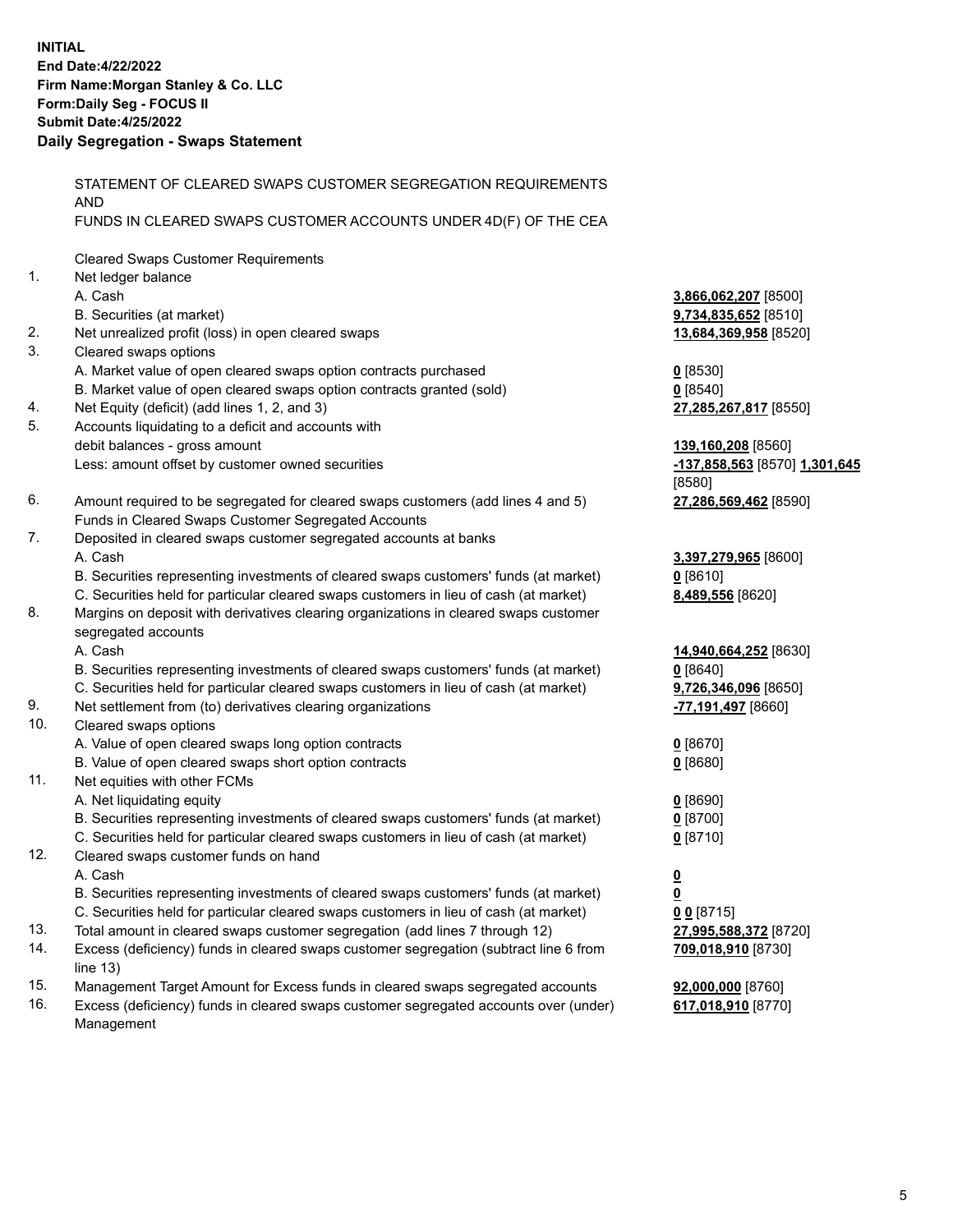**INITIAL**
**End Date:4/22/2022**
**Firm Name:Morgan Stanley & Co. LLC**
**Form:Daily Seg - FOCUS II**
**Submit Date:4/25/2022**
**Daily Segregation - Swaps Statement**

STATEMENT OF CLEARED SWAPS CUSTOMER SEGREGATION REQUIREMENTS AND
FUNDS IN CLEARED SWAPS CUSTOMER ACCOUNTS UNDER 4D(F) OF THE CEA

| | | |
|---|---|---|
| | Cleared Swaps Customer Requirements | |
| 1. | Net ledger balance | |
| | A. Cash | 3,866,062,207 [8500] |
| | B. Securities (at market) | 9,734,835,652 [8510] |
| 2. | Net unrealized profit (loss) in open cleared swaps | 13,684,369,958 [8520] |
| 3. | Cleared swaps options | |
| | A. Market value of open cleared swaps option contracts purchased | 0 [8530] |
| | B. Market value of open cleared swaps option contracts granted (sold) | 0 [8540] |
| 4. | Net Equity (deficit) (add lines 1, 2, and 3) | 27,285,267,817 [8550] |
| 5. | Accounts liquidating to a deficit and accounts with debit balances - gross amount | 139,160,208 [8560] |
| | Less: amount offset by customer owned securities | -137,858,563 [8570] 1,301,645 [8580] |
| 6. | Amount required to be segregated for cleared swaps customers (add lines 4 and 5) | 27,286,569,462 [8590] |
| | Funds in Cleared Swaps Customer Segregated Accounts | |
| 7. | Deposited in cleared swaps customer segregated accounts at banks | |
| | A. Cash | 3,397,279,965 [8600] |
| | B. Securities representing investments of cleared swaps customers' funds (at market) | 0 [8610] |
| | C. Securities held for particular cleared swaps customers in lieu of cash (at market) | 8,489,556 [8620] |
| 8. | Margins on deposit with derivatives clearing organizations in cleared swaps customer segregated accounts | |
| | A. Cash | 14,940,664,252 [8630] |
| | B. Securities representing investments of cleared swaps customers' funds (at market) | 0 [8640] |
| | C. Securities held for particular cleared swaps customers in lieu of cash (at market) | 9,726,346,096 [8650] |
| 9. | Net settlement from (to) derivatives clearing organizations | -77,191,497 [8660] |
| 10. | Cleared swaps options | |
| | A. Value of open cleared swaps long option contracts | 0 [8670] |
| | B. Value of open cleared swaps short option contracts | 0 [8680] |
| 11. | Net equities with other FCMs | |
| | A. Net liquidating equity | 0 [8690] |
| | B. Securities representing investments of cleared swaps customers' funds (at market) | 0 [8700] |
| | C. Securities held for particular cleared swaps customers in lieu of cash (at market) | 0 [8710] |
| 12. | Cleared swaps customer funds on hand | |
| | A. Cash | 0 |
| | B. Securities representing investments of cleared swaps customers' funds (at market) | 0 |
| | C. Securities held for particular cleared swaps customers in lieu of cash (at market) | 0 0 [8715] |
| 13. | Total amount in cleared swaps customer segregation (add lines 7 through 12) | 27,995,588,372 [8720] |
| 14. | Excess (deficiency) funds in cleared swaps customer segregation (subtract line 6 from line 13) | 709,018,910 [8730] |
| 15. | Management Target Amount for Excess funds in cleared swaps segregated accounts | 92,000,000 [8760] |
| 16. | Excess (deficiency) funds in cleared swaps customer segregated accounts over (under) Management | 617,018,910 [8770] |